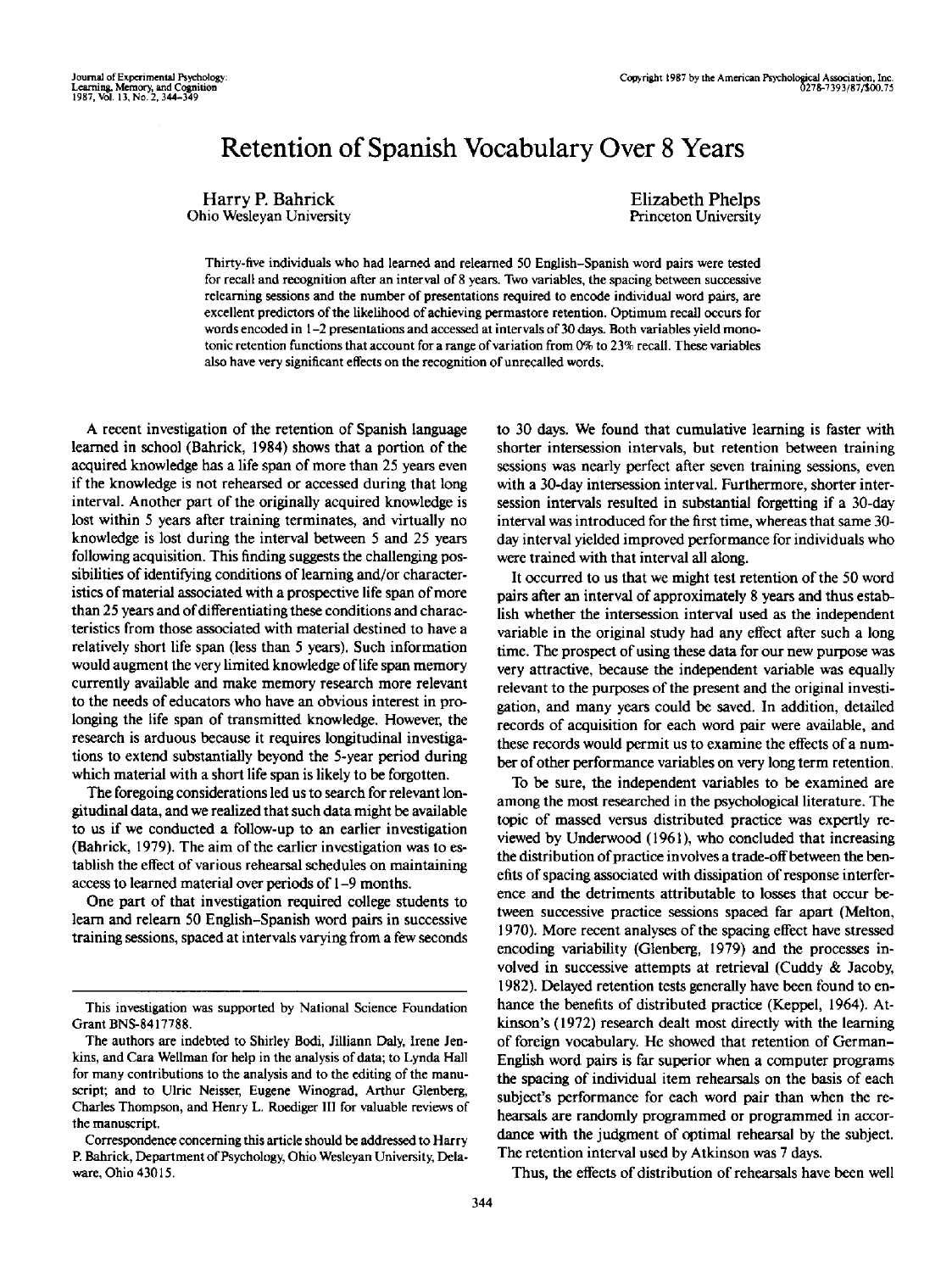# Retention of Spanish Vocabulary Over 8 Years

Harry P. Bahrick
Ohio Wesleyan University

Elizabeth Phelps
Princeton University

Thirty-five individuals who had learned and relearned 50 English–Spanish word pairs were tested for recall and recognition after an interval of 8 years. Two variables, the spacing between successive relearning sessions and the number of presentations required to encode individual word pairs, are excellent predictors of the likelihood of achieving permastore retention. Optimum recall occurs for words encoded in 1–2 presentations and accessed at intervals of 30 days. Both variables yield monotonic retention functions that account for a range of variation from 0% to 23% recall. These variables also have very significant effects on the recognition of unrecalled words.

A recent investigation of the retention of Spanish language learned in school (Bahrick, 1984) shows that a portion of the acquired knowledge has a life span of more than 25 years even if the knowledge is not rehearsed or accessed during that long interval. Another part of the originally acquired knowledge is lost within 5 years after training terminates, and virtually no knowledge is lost during the interval between 5 and 25 years following acquisition. This finding suggests the challenging possibilities of identifying conditions of learning and/or characteristics of material associated with a prospective life span of more than 25 years and of differentiating these conditions and characteristics from those associated with material destined to have a relatively short life span (less than 5 years). Such information would augment the very limited knowledge of life span memory currently available and make memory research more relevant to the needs of educators who have an obvious interest in prolonging the life span of transmitted knowledge. However, the research is arduous because it requires longitudinal investigations to extend substantially beyond the 5-year period during which material with a short life span is likely to be forgotten.

The foregoing considerations led us to search for relevant longitudinal data, and we realized that such data might be available to us if we conducted a follow-up to an earlier investigation (Bahrick, 1979). The aim of the earlier investigation was to establish the effect of various rehearsal schedules on maintaining access to learned material over periods of 1–9 months.

One part of that investigation required college students to learn and relearn 50 English–Spanish word pairs in successive training sessions, spaced at intervals varying from a few seconds to 30 days. We found that cumulative learning is faster with shorter intersession intervals, but retention between training sessions was nearly perfect after seven training sessions, even with a 30-day intersession interval. Furthermore, shorter intersession intervals resulted in substantial forgetting if a 30-day interval was introduced for the first time, whereas that same 30-day interval yielded improved performance for individuals who were trained with that interval all along.

It occurred to us that we might test retention of the 50 word pairs after an interval of approximately 8 years and thus establish whether the intersession interval used as the independent variable in the original study had any effect after such a long time. The prospect of using these data for our new purpose was very attractive, because the independent variable was equally relevant to the purposes of the present and the original investigation, and many years could be saved. In addition, detailed records of acquisition for each word pair were available, and these records would permit us to examine the effects of a number of other performance variables on very long term retention.

To be sure, the independent variables to be examined are among the most researched in the psychological literature. The topic of massed versus distributed practice was expertly reviewed by Underwood (1961), who concluded that increasing the distribution of practice involves a trade-off between the benefits of spacing associated with dissipation of response interference and the detriments attributable to losses that occur between successive practice sessions spaced far apart (Melton, 1970). More recent analyses of the spacing effect have stressed encoding variability (Glenberg, 1979) and the processes involved in successive attempts at retrieval (Cuddy & Jacoby, 1982). Delayed retention tests generally have been found to enhance the benefits of distributed practice (Keppel, 1964). Atkinson's (1972) research dealt most directly with the learning of foreign vocabulary. He showed that retention of German–English word pairs is far superior when a computer programs the spacing of individual item rehearsals on the basis of each subject's performance for each word pair than when the rehearsals are randomly programmed or programmed in accordance with the judgment of optimal rehearsal by the subject. The retention interval used by Atkinson was 7 days.

Thus, the effects of distribution of rehearsals have been well

---

This investigation was supported by National Science Foundation Grant BNS-8417788.

The authors are indebted to Shirley Bodi, Jilliann Daly, Irene Jenkins, and Cara Wellman for help in the analysis of data; to Lynda Hall for many contributions to the analysis and to the editing of the manuscript; and to Ulric Neisser, Eugene Winograd, Arthur Glenberg, Charles Thompson, and Henry L. Roediger III for valuable reviews of the manuscript.

Correspondence concerning this article should be addressed to Harry P. Bahrick, Department of Psychology, Ohio Wesleyan University, Delaware, Ohio 43015.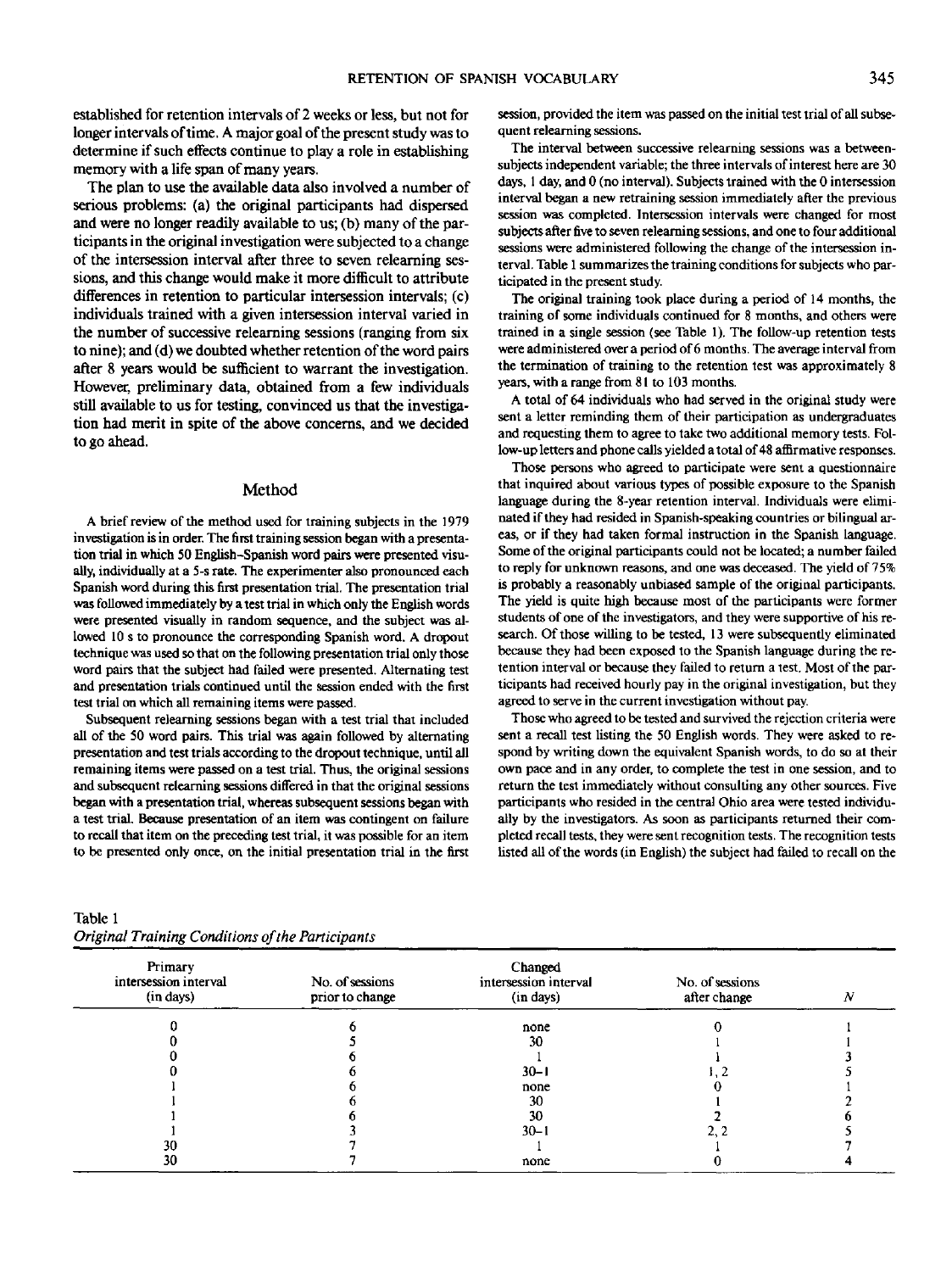established for retention intervals of 2 weeks or less, but not for longer intervals of time. A major goal of the present study was to determine if such effects continue to play a role in establishing memory with a life span of many years.

The plan to use the available data also involved a number of serious problems: (a) the original participants had dispersed and were no longer readily available to us; (b) many of the participants in the original investigation were subjected to a change of the intersession interval after three to seven relearning sessions, and this change would make it more difficult to attribute differences in retention to particular intersession intervals; (c) individuals trained with a given intersession interval varied in the number of successive relearning sessions (ranging from six to nine); and (d) we doubted whether retention of the word pairs after 8 years would be sufficient to warrant the investigation. However, preliminary data, obtained from a few individuals still available to us for testing, convinced us that the investigation had merit in spite of the above concerns, and we decided to go ahead.

## Method

A brief review of the method used for training subjects in the 1979 investigation is in order. The first training session began with a presentation trial in which 50 English–Spanish word pairs were presented visually, individually at a 5-s rate. The experimenter also pronounced each Spanish word during this first presentation trial. The presentation trial was followed immediately by a test trial in which only the English words were presented visually in random sequence, and the subject was allowed 10 s to pronounce the corresponding Spanish word. A dropout technique was used so that on the following presentation trial only those word pairs that the subject had failed were presented. Alternating test and presentation trials continued until the session ended with the first test trial on which all remaining items were passed.

Subsequent relearning sessions began with a test trial that included all of the 50 word pairs. This trial was again followed by alternating presentation and test trials according to the dropout technique, until all remaining items were passed on a test trial. Thus, the original sessions and subsequent relearning sessions differed in that the original sessions began with a presentation trial, whereas subsequent sessions began with a test trial. Because presentation of an item was contingent on failure to recall that item on the preceding test trial, it was possible for an item to be presented only once, on the initial presentation trial in the first session, provided the item was passed on the initial test trial of all subsequent relearning sessions.

The interval between successive relearning sessions was a between-subjects independent variable; the three intervals of interest here are 30 days, 1 day, and 0 (no interval). Subjects trained with the 0 intersession interval began a new retraining session immediately after the previous session was completed. Intersession intervals were changed for most subjects after five to seven relearning sessions, and one to four additional sessions were administered following the change of the intersession interval. Table 1 summarizes the training conditions for subjects who participated in the present study.

The original training took place during a period of 14 months, the training of some individuals continued for 8 months, and others were trained in a single session (see Table 1). The follow-up retention tests were administered over a period of 6 months. The average interval from the termination of training to the retention test was approximately 8 years, with a range from 81 to 103 months.

A total of 64 individuals who had served in the original study were sent a letter reminding them of their participation as undergraduates and requesting them to agree to take two additional memory tests. Follow-up letters and phone calls yielded a total of 48 affirmative responses.

Those persons who agreed to participate were sent a questionnaire that inquired about various types of possible exposure to the Spanish language during the 8-year retention interval. Individuals were eliminated if they had resided in Spanish-speaking countries or bilingual areas, or if they had taken formal instruction in the Spanish language. Some of the original participants could not be located; a number failed to reply for unknown reasons, and one was deceased. The yield of 75% is probably a reasonably unbiased sample of the original participants. The yield is quite high because most of the participants were former students of one of the investigators, and they were supportive of his research. Of those willing to be tested, 13 were subsequently eliminated because they had been exposed to the Spanish language during the retention interval or because they failed to return a test. Most of the participants had received hourly pay in the original investigation, but they agreed to serve in the current investigation without pay.

Those who agreed to be tested and survived the rejection criteria were sent a recall test listing the 50 English words. They were asked to respond by writing down the equivalent Spanish words, to do so at their own pace and in any order, to complete the test in one session, and to return the test immediately without consulting any other sources. Five participants who resided in the central Ohio area were tested individually by the investigators. As soon as participants returned their completed recall tests, they were sent recognition tests. The recognition tests listed all of the words (in English) the subject had failed to recall on the

Table 1
*Original Training Conditions of the Participants*

| Primary intersession interval (in days) | No. of sessions prior to change | Changed intersession interval (in days) | No. of sessions after change | N |
|---|---|---|---|---|
| 0 | 6 | none | 0 | 1 |
| 0 | 5 | 30 | 1 | 1 |
| 0 | 6 | 1 | 1 | 3 |
| 0 | 6 | 30–1 | 1, 2 | 5 |
| 1 | 6 | none | 0 | 1 |
| 1 | 6 | 30 | 1 | 2 |
| 1 | 6 | 30 | 2 | 6 |
| 1 | 3 | 30–1 | 2, 2 | 5 |
| 30 | 7 | 1 | 1 | 7 |
| 30 | 7 | none | 0 | 4 |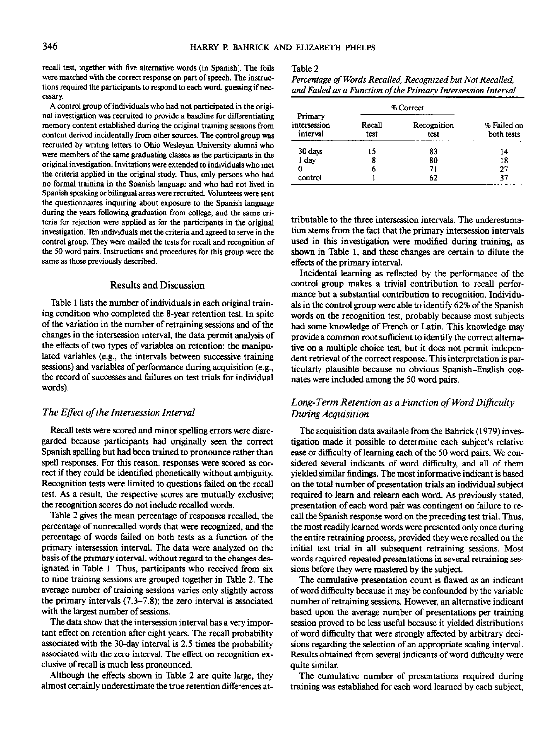recall test, together with five alternative words (in Spanish). The foils were matched with the correct response on part of speech. The instructions required the participants to respond to each word, guessing if necessary.

A control group of individuals who had not participated in the original investigation was recruited to provide a baseline for differentiating memory content established during the original training sessions from content derived incidentally from other sources. The control group was recruited by writing letters to Ohio Wesleyan University alumni who were members of the same graduating classes as the participants in the original investigation. Invitations were extended to individuals who met the criteria applied in the original study. Thus, only persons who had no formal training in the Spanish language and who had not lived in Spanish speaking or bilingual areas were recruited. Volunteers were sent the questionnaires inquiring about exposure to the Spanish language during the years following graduation from college, and the same criteria for rejection were applied as for the participants in the original investigation. Ten individuals met the criteria and agreed to serve in the control group. They were mailed the tests for recall and recognition of the 50 word pairs. Instructions and procedures for this group were the same as those previously described.

## Results and Discussion

Table 1 lists the number of individuals in each original training condition who completed the 8-year retention test. In spite of the variation in the number of retraining sessions and of the changes in the intersession interval, the data permit analysis of the effects of two types of variables on retention: the manipulated variables (e.g., the intervals between successive training sessions) and variables of performance during acquisition (e.g., the record of successes and failures on test trials for individual words).

### *The Effect of the Intersession Interval*

Recall tests were scored and minor spelling errors were disregarded because participants had originally seen the correct Spanish spelling but had been trained to pronounce rather than spell responses. For this reason, responses were scored as correct if they could be identified phonetically without ambiguity. Recognition tests were limited to questions failed on the recall test. As a result, the respective scores are mutually exclusive; the recognition scores do not include recalled words.

Table 2 gives the mean percentage of responses recalled, the percentage of nonrecalled words that were recognized, and the percentage of words failed on both tests as a function of the primary intersession interval. The data were analyzed on the basis of the primary interval, without regard to the changes designated in Table 1. Thus, participants who received from six to nine training sessions are grouped together in Table 2. The average number of training sessions varies only slightly across the primary intervals (7.3–7.8); the zero interval is associated with the largest number of sessions.

The data show that the intersession interval has a very important effect on retention after eight years. The recall probability associated with the 30-day interval is 2.5 times the probability associated with the zero interval. The effect on recognition exclusive of recall is much less pronounced.

Although the effects shown in Table 2 are quite large, they almost certainly underestimate the true retention differences attributable to the three intersession intervals. The underestimation stems from the fact that the primary intersession intervals used in this investigation were modified during training, as shown in Table 1, and these changes are certain to dilute the effects of the primary interval.

Table 2
*Percentage of Words Recalled, Recognized but Not Recalled, and Failed as a Function of the Primary Intersession Interval*

| Primary intersession interval | % Correct: Recall test | % Correct: Recognition test | % Failed on both tests |
|---|---|---|---|
| 30 days | 15 | 83 | 14 |
| 1 day | 8 | 80 | 18 |
| 0 | 6 | 71 | 27 |
| control | 1 | 62 | 37 |

Incidental learning as reflected by the performance of the control group makes a trivial contribution to recall performance but a substantial contribution to recognition. Individuals in the control group were able to identify 62% of the Spanish words on the recognition test, probably because most subjects had some knowledge of French or Latin. This knowledge may provide a common root sufficient to identify the correct alternative on a multiple choice test, but it does not permit independent retrieval of the correct response. This interpretation is particularly plausible because no obvious Spanish–English cognates were included among the 50 word pairs.

### *Long-Term Retention as a Function of Word Difficulty During Acquisition*

The acquisition data available from the Bahrick (1979) investigation made it possible to determine each subject's relative ease or difficulty of learning each of the 50 word pairs. We considered several indicants of word difficulty, and all of them yielded similar findings. The most informative indicant is based on the total number of presentation trials an individual subject required to learn and relearn each word. As previously stated, presentation of each word pair was contingent on failure to recall the Spanish response word on the preceding test trial. Thus, the most readily learned words were presented only once during the entire retraining process, provided they were recalled on the initial test trial in all subsequent retraining sessions. Most words required repeated presentations in several retraining sessions before they were mastered by the subject.

The cumulative presentation count is flawed as an indicant of word difficulty because it may be confounded by the variable number of retraining sessions. However, an alternative indicant based upon the average number of presentations per training session proved to be less useful because it yielded distributions of word difficulty that were strongly affected by arbitrary decisions regarding the selection of an appropriate scaling interval. Results obtained from several indicants of word difficulty were quite similar.

The cumulative number of presentations required during training was established for each word learned by each subject,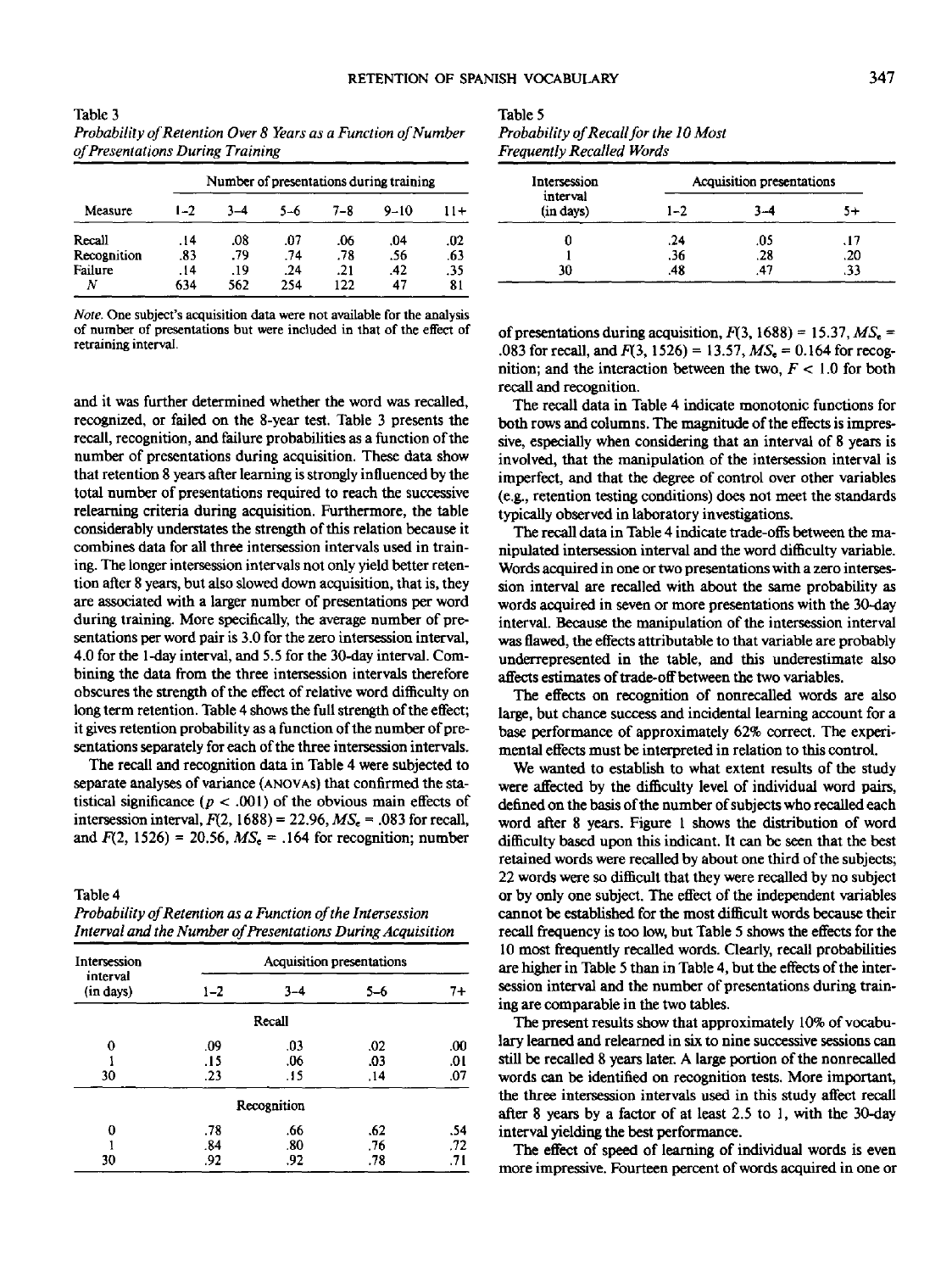Table 3
*Probability of Retention Over 8 Years as a Function of Number of Presentations During Training*

| Measure | Number of presentations during training | | | | | |
|---|---|---|---|---|---|---|
| | 1–2 | 3–4 | 5–6 | 7–8 | 9–10 | 11+ |
| Recall | .14 | .08 | .07 | .06 | .04 | .02 |
| Recognition | .83 | .79 | .74 | .78 | .56 | .63 |
| Failure | .14 | .19 | .24 | .21 | .42 | .35 |
| *N* | 634 | 562 | 254 | 122 | 47 | 81 |

*Note.* One subject's acquisition data were not available for the analysis of number of presentations but were included in that of the effect of retraining interval.

and it was further determined whether the word was recalled, recognized, or failed on the 8-year test. Table 3 presents the recall, recognition, and failure probabilities as a function of the number of presentations during acquisition. These data show that retention 8 years after learning is strongly influenced by the total number of presentations required to reach the successive relearning criteria during acquisition. Furthermore, the table considerably understates the strength of this relation because it combines data for all three intersession intervals used in training. The longer intersession intervals not only yield better retention after 8 years, but also slowed down acquisition, that is, they are associated with a larger number of presentations per word during training. More specifically, the average number of presentations per word pair is 3.0 for the zero intersession interval, 4.0 for the 1-day interval, and 5.5 for the 30-day interval. Combining the data from the three intersession intervals therefore obscures the strength of the effect of relative word difficulty on long term retention. Table 4 shows the full strength of the effect; it gives retention probability as a function of the number of presentations separately for each of the three intersession intervals.

The recall and recognition data in Table 4 were subjected to separate analyses of variance (ANOVAs) that confirmed the statistical significance ($p < .001$) of the obvious main effects of intersession interval, $F(2, 1688) = 22.96$, $MS_e = .083$ for recall, and $F(2, 1526) = 20.56$, $MS_e = .164$ for recognition; number of presentations during acquisition, $F(3, 1688) = 15.37$, $MS_e = .083$ for recall, and $F(3, 1526) = 13.57$, $MS_e = 0.164$ for recognition; and the interaction between the two, $F < 1.0$ for both recall and recognition.

Table 4
*Probability of Retention as a Function of the Intersession Interval and the Number of Presentations During Acquisition*

| Intersession interval (in days) | Acquisition presentations | | | |
|---|---|---|---|---|
| | 1–2 | 3–4 | 5–6 | 7+ |
| | | Recall | | |
| 0 | .09 | .03 | .02 | .00 |
| 1 | .15 | .06 | .03 | .01 |
| 30 | .23 | .15 | .14 | .07 |
| | | Recognition | | |
| 0 | .78 | .66 | .62 | .54 |
| 1 | .84 | .80 | .76 | .72 |
| 30 | .92 | .92 | .78 | .71 |

Table 5
*Probability of Recall for the 10 Most Frequently Recalled Words*

| Intersession interval (in days) | Acquisition presentations | | |
|---|---|---|---|
| | 1–2 | 3–4 | 5+ |
| 0 | .24 | .05 | .17 |
| 1 | .36 | .28 | .20 |
| 30 | .48 | .47 | .33 |

The recall data in Table 4 indicate monotonic functions for both rows and columns. The magnitude of the effects is impressive, especially when considering that an interval of 8 years is involved, that the manipulation of the intersession interval is imperfect, and that the degree of control over other variables (e.g., retention testing conditions) does not meet the standards typically observed in laboratory investigations.

The recall data in Table 4 indicate trade-offs between the manipulated intersession interval and the word difficulty variable. Words acquired in one or two presentations with a zero intersession interval are recalled with about the same probability as words acquired in seven or more presentations with the 30-day interval. Because the manipulation of the intersession interval was flawed, the effects attributable to that variable are probably underrepresented in the table, and this underestimate also affects estimates of trade-off between the two variables.

The effects on recognition of nonrecalled words are also large, but chance success and incidental learning account for a base performance of approximately 62% correct. The experimental effects must be interpreted in relation to this control.

We wanted to establish to what extent results of the study were affected by the difficulty level of individual word pairs, defined on the basis of the number of subjects who recalled each word after 8 years. Figure 1 shows the distribution of word difficulty based upon this indicant. It can be seen that the best retained words were recalled by about one third of the subjects; 22 words were so difficult that they were recalled by no subject or by only one subject. The effect of the independent variables cannot be established for the most difficult words because their recall frequency is too low, but Table 5 shows the effects for the 10 most frequently recalled words. Clearly, recall probabilities are higher in Table 5 than in Table 4, but the effects of the intersession interval and the number of presentations during training are comparable in the two tables.

The present results show that approximately 10% of vocabulary learned and relearned in six to nine successive sessions can still be recalled 8 years later. A large portion of the nonrecalled words can be identified on recognition tests. More important, the three intersession intervals used in this study affect recall after 8 years by a factor of at least 2.5 to 1, with the 30-day interval yielding the best performance.

The effect of speed of learning of individual words is even more impressive. Fourteen percent of words acquired in one or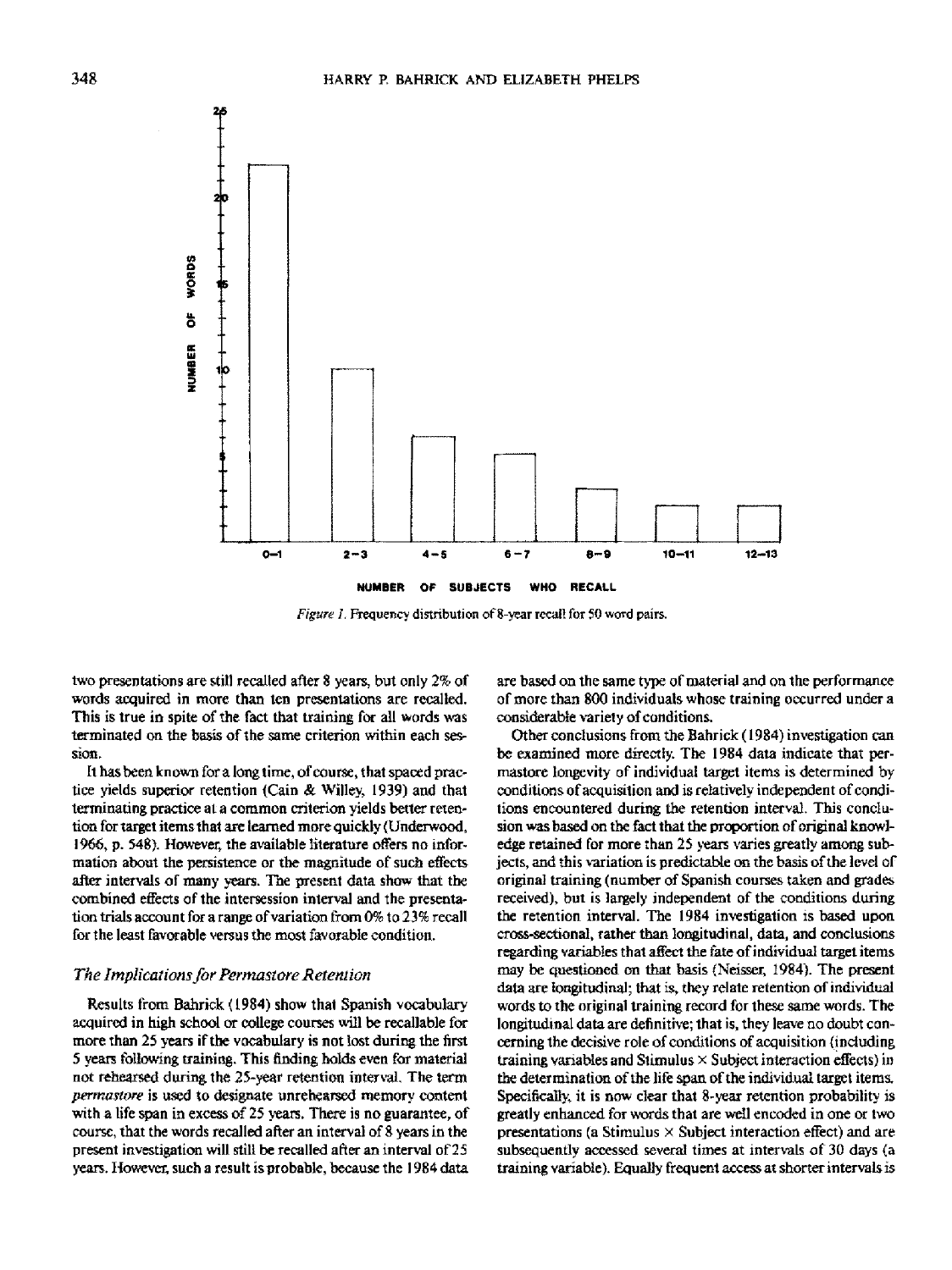Figure 1. Frequency distribution of 8-year recall for 50 word pairs.

two presentations are still recalled after 8 years, but only 2% of words acquired in more than ten presentations are recalled. This is true in spite of the fact that training for all words was terminated on the basis of the same criterion within each session.

It has been known for a long time, of course, that spaced practice yields superior retention (Cain & Willey, 1939) and that terminating practice at a common criterion yields better retention for target items that are learned more quickly (Underwood, 1966, p. 548). However, the available literature offers no information about the persistence or the magnitude of such effects after intervals of many years. The present data show that the combined effects of the intersession interval and the presentation trials account for a range of variation from 0% to 23% recall for the least favorable versus the most favorable condition.

### *The Implications for Permastore Retention*

Results from Bahrick (1984) show that Spanish vocabulary acquired in high school or college courses will be recallable for more than 25 years if the vocabulary is not lost during the first 5 years following training. This finding holds even for material not rehearsed during the 25-year retention interval. The term *permastore* is used to designate unrehearsed memory content with a life span in excess of 25 years. There is no guarantee, of course, that the words recalled after an interval of 8 years in the present investigation will still be recalled after an interval of 25 years. However, such a result is probable, because the 1984 data are based on the same type of material and on the performance of more than 800 individuals whose training occurred under a considerable variety of conditions.

Other conclusions from the Bahrick (1984) investigation can be examined more directly. The 1984 data indicate that permastore longevity of individual target items is determined by conditions of acquisition and is relatively independent of conditions encountered during the retention interval. This conclusion was based on the fact that the proportion of original knowledge retained for more than 25 years varies greatly among subjects, and this variation is predictable on the basis of the level of original training (number of Spanish courses taken and grades received), but is largely independent of the conditions during the retention interval. The 1984 investigation is based upon cross-sectional, rather than longitudinal, data, and conclusions regarding variables that affect the fate of individual target items may be questioned on that basis (Neisser, 1984). The present data are longitudinal; that is, they relate retention of individual words to the original training record for these same words. The longitudinal data are definitive; that is, they leave no doubt concerning the decisive role of conditions of acquisition (including training variables and Stimulus × Subject interaction effects) in the determination of the life span of the individual target items. Specifically, it is now clear that 8-year retention probability is greatly enhanced for words that are well encoded in one or two presentations (a Stimulus × Subject interaction effect) and are subsequently accessed several times at intervals of 30 days (a training variable). Equally frequent access at shorter intervals is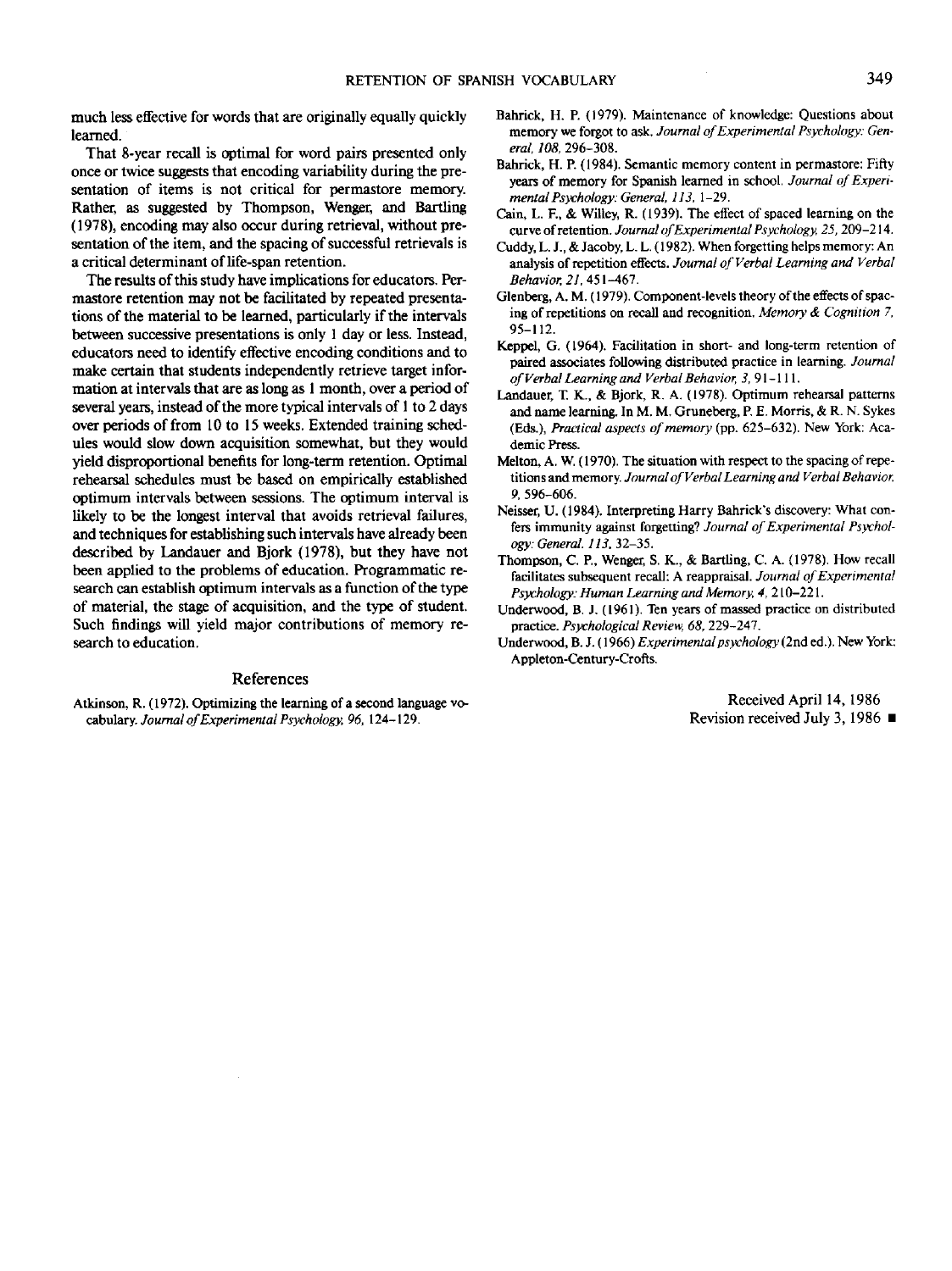much less effective for words that are originally equally quickly learned.

That 8-year recall is optimal for word pairs presented only once or twice suggests that encoding variability during the presentation of items is not critical for permastore memory. Rather, as suggested by Thompson, Wenger, and Bartling (1978), encoding may also occur during retrieval, without presentation of the item, and the spacing of successful retrievals is a critical determinant of life-span retention.

The results of this study have implications for educators. Permastore retention may not be facilitated by repeated presentations of the material to be learned, particularly if the intervals between successive presentations is only 1 day or less. Instead, educators need to identify effective encoding conditions and to make certain that students independently retrieve target information at intervals that are as long as 1 month, over a period of several years, instead of the more typical intervals of 1 to 2 days over periods of from 10 to 15 weeks. Extended training schedules would slow down acquisition somewhat, but they would yield disproportional benefits for long-term retention. Optimal rehearsal schedules must be based on empirically established optimum intervals between sessions. The optimum interval is likely to be the longest interval that avoids retrieval failures, and techniques for establishing such intervals have already been described by Landauer and Bjork (1978), but they have not been applied to the problems of education. Programmatic research can establish optimum intervals as a function of the type of material, the stage of acquisition, and the type of student. Such findings will yield major contributions of memory research to education.

## References

Atkinson, R. (1972). Optimizing the learning of a second language vocabulary. *Journal of Experimental Psychology, 96,* 124–129.

Bahrick, H. P. (1979). Maintenance of knowledge: Questions about memory we forgot to ask. *Journal of Experimental Psychology: General, 108,* 296–308.

Bahrick, H. P. (1984). Semantic memory content in permastore: Fifty years of memory for Spanish learned in school. *Journal of Experimental Psychology: General, 113,* 1–29.

Cain, L. F., & Willey, R. (1939). The effect of spaced learning on the curve of retention. *Journal of Experimental Psychology, 25,* 209–214.

Cuddy, L. J., & Jacoby, L. L. (1982). When forgetting helps memory: An analysis of repetition effects. *Journal of Verbal Learning and Verbal Behavior, 21,* 451–467.

Glenberg, A. M. (1979). Component-levels theory of the effects of spacing of repetitions on recall and recognition. *Memory & Cognition 7,* 95–112.

Keppel, G. (1964). Facilitation in short- and long-term retention of paired associates following distributed practice in learning. *Journal of Verbal Learning and Verbal Behavior, 3,* 91–111.

Landauer, T. K., & Bjork, R. A. (1978). Optimum rehearsal patterns and name learning. In M. M. Gruneberg, P. E. Morris, & R. N. Sykes (Eds.), *Practical aspects of memory* (pp. 625–632). New York: Academic Press.

Melton, A. W. (1970). The situation with respect to the spacing of repetitions and memory. *Journal of Verbal Learning and Verbal Behavior, 9,* 596–606.

Neisser, U. (1984). Interpreting Harry Bahrick's discovery: What confers immunity against forgetting? *Journal of Experimental Psychology: General. 113,* 32–35.

Thompson, C. P., Wenger, S. K., & Bartling, C. A. (1978). How recall facilitates subsequent recall: A reappraisal. *Journal of Experimental Psychology: Human Learning and Memory, 4,* 210–221.

Underwood, B. J. (1961). Ten years of massed practice on distributed practice. *Psychological Review, 68,* 229–247.

Underwood, B. J. (1966) *Experimental psychology* (2nd ed.). New York: Appleton-Century-Crofts.

Received April 14, 1986
Revision received July 3, 1986 ■